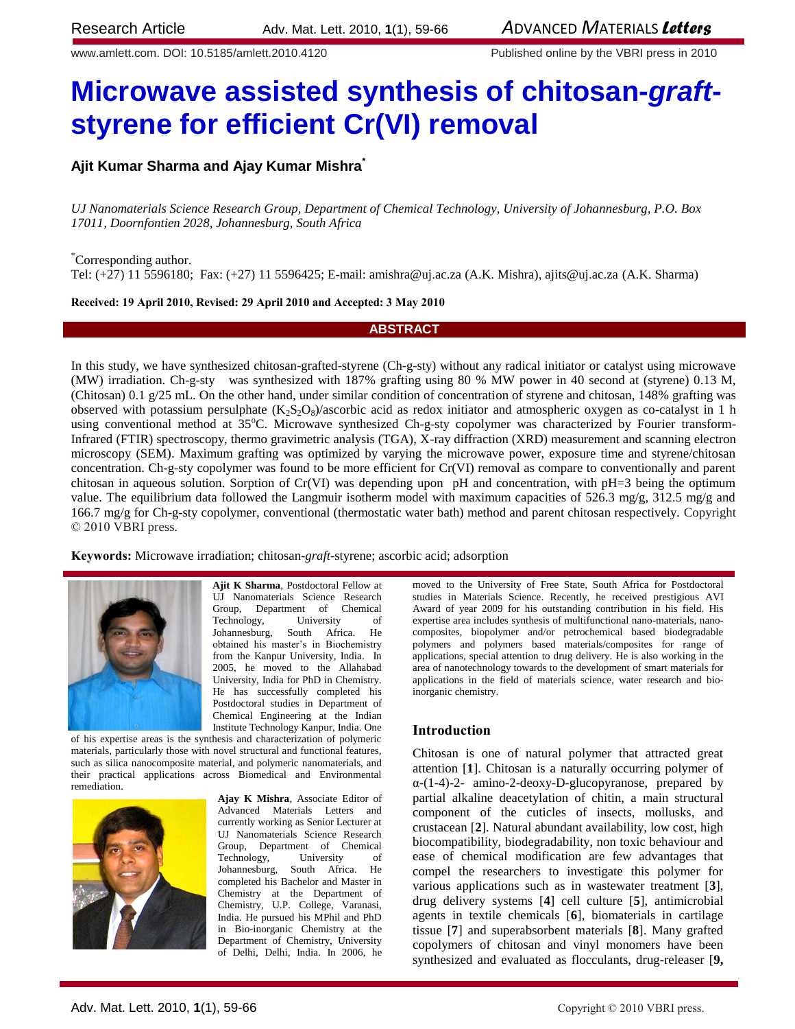Research Article

www.amlett.com. DOI: 10.5185/amlett.2010.4120 Published online by the VBRI press in 2010

# Microwave assisted synthesis of chitosan-*graft*-styrene for efficient Cr(VI) removal

**Ajit Kumar Sharma and Ajay Kumar Mishra***

*UJ Nanomaterials Science Research Group, Department of Chemical Technology, University of Johannesburg, P.O. Box 17011, Doornfontien 2028, Johannesburg, South Africa*

*Corresponding author.
Tel: (+27) 11 5596180; Fax: (+27) 11 5596425; E-mail: amishra@uj.ac.za (A.K. Mishra), ajits@uj.ac.za (A.K. Sharma)

**Received: 19 April 2010, Revised: 29 April 2010 and Accepted: 3 May 2010**

## ABSTRACT

In this study, we have synthesized chitosan-grafted-styrene (Ch-g-sty) without any radical initiator or catalyst using microwave (MW) irradiation. Ch-g-sty was synthesized with 187% grafting using 80 % MW power in 40 second at (styrene) 0.13 M, (Chitosan) 0.1 g/25 mL. On the other hand, under similar condition of concentration of styrene and chitosan, 148% grafting was observed with potassium persulphate ($K_2S_2O_8$)/ascorbic acid as redox initiator and atmospheric oxygen as co-catalyst in 1 h using conventional method at 35°C. Microwave synthesized Ch-g-sty copolymer was characterized by Fourier transform-Infrared (FTIR) spectroscopy, thermo gravimetric analysis (TGA), X-ray diffraction (XRD) measurement and scanning electron microscopy (SEM). Maximum grafting was optimized by varying the microwave power, exposure time and styrene/chitosan concentration. Ch-g-sty copolymer was found to be more efficient for Cr(VI) removal as compare to conventionally and parent chitosan in aqueous solution. Sorption of Cr(VI) was depending upon pH and concentration, with pH=3 being the optimum value. The equilibrium data followed the Langmuir isotherm model with maximum capacities of 526.3 mg/g, 312.5 mg/g and 166.7 mg/g for Ch-g-sty copolymer, conventional (thermostatic water bath) method and parent chitosan respectively. Copyright © 2010 VBRI press.

**Keywords:** Microwave irradiation; chitosan-*graft*-styrene; ascorbic acid; adsorption

**Ajit K Sharma**, Postdoctoral Fellow at UJ Nanomaterials Science Research Group, Department of Chemical Technology, University of Johannesburg, South Africa. He obtained his master's in Biochemistry from the Kanpur University, India. In 2005, he moved to the Allahabad University, India for PhD in Chemistry. He has successfully completed his Postdoctoral studies in Department of Chemical Engineering at the Indian Institute Technology Kanpur, India. One of his expertise areas is the synthesis and characterization of polymeric materials, particularly those with novel structural and functional features, such as silica nanocomposite material, and polymeric nanomaterials, and their practical applications across Biomedical and Environmental remediation.

**Ajay K Mishra**, Associate Editor of Advanced Materials Letters and currently working as Senior Lecturer at UJ Nanomaterials Science Research Group, Department of Chemical Technology, University of Johannesburg, South Africa. He completed his Bachelor and Master in Chemistry at the Department of Chemistry, U.P. College, Varanasi, India. He pursued his MPhil and PhD in Bio-inorganic Chemistry at the Department of Chemistry, University of Delhi, Delhi, India. In 2006, he moved to the University of Free State, South Africa for Postdoctoral studies in Materials Science. Recently, he received prestigious AVI Award of year 2009 for his outstanding contribution in his field. His expertise area includes synthesis of multifunctional nano-materials, nano-composites, biopolymer and/or petrochemical based biodegradable polymers and polymers based materials/composites for range of applications, special attention to drug delivery. He is also working in the area of nanotechnology towards to the development of smart materials for applications in the field of materials science, water research and bio-inorganic chemistry.

## Introduction

Chitosan is one of natural polymer that attracted great attention [**1**]. Chitosan is a naturally occurring polymer of α-(1-4)-2- amino-2-deoxy-D-glucopyranose, prepared by partial alkaline deacetylation of chitin, a main structural component of the cuticles of insects, mollusks, and crustacean [**2**]. Natural abundant availability, low cost, high biocompatibility, biodegradability, non toxic behaviour and ease of chemical modification are few advantages that compel the researchers to investigate this polymer for various applications such as in wastewater treatment [**3**], drug delivery systems [**4**] cell culture [**5**], antimicrobial agents in textile chemicals [**6**], biomaterials in cartilage tissue [**7**] and superabsorbent materials [**8**]. Many grafted copolymers of chitosan and vinyl monomers have been synthesized and evaluated as flocculants, drug-releaser [**9,**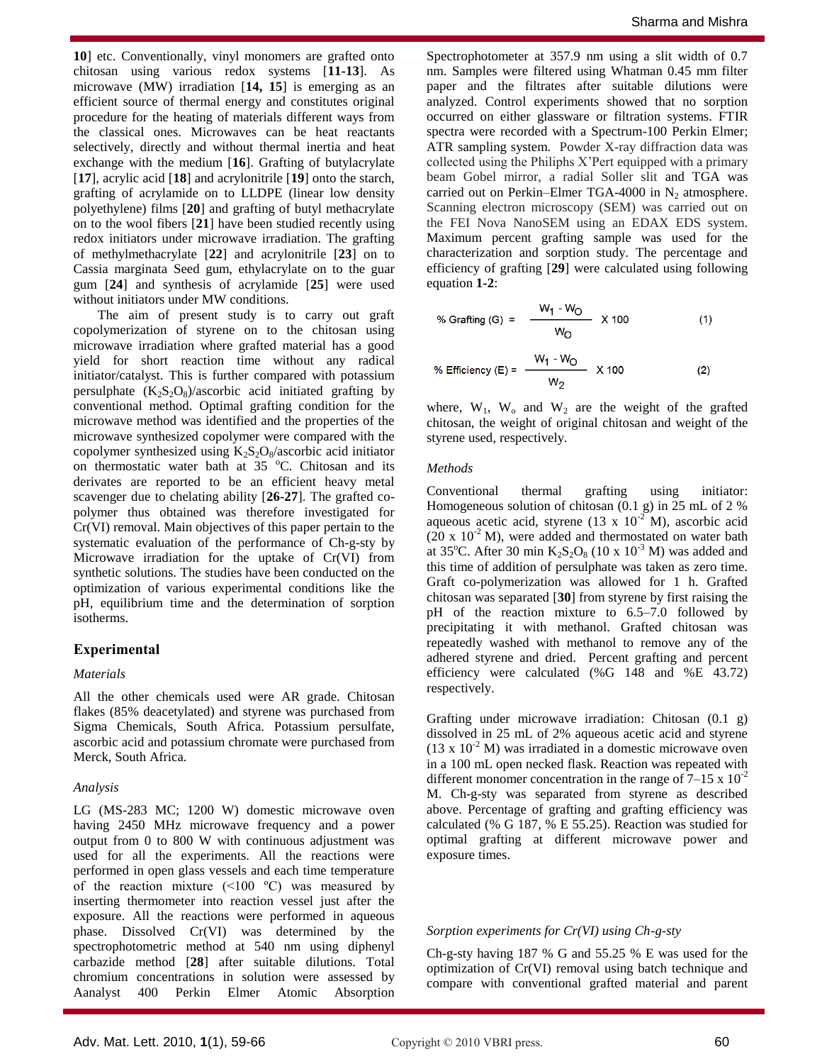10] etc. Conventionally, vinyl monomers are grafted onto chitosan using various redox systems [11-13]. As microwave (MW) irradiation [14, 15] is emerging as an efficient source of thermal energy and constitutes original procedure for the heating of materials different ways from the classical ones. Microwaves can be heat reactants selectively, directly and without thermal inertia and heat exchange with the medium [16]. Grafting of butylacrylate [17], acrylic acid [18] and acrylonitrile [19] onto the starch, grafting of acrylamide on to LLDPE (linear low density polyethylene) films [20] and grafting of butyl methacrylate on to the wool fibers [21] have been studied recently using redox initiators under microwave irradiation. The grafting of methylmethacrylate [22] and acrylonitrile [23] on to Cassia marginata Seed gum, ethylacrylate on to the guar gum [24] and synthesis of acrylamide [25] were used without initiators under MW conditions.

The aim of present study is to carry out graft copolymerization of styrene on to the chitosan using microwave irradiation where grafted material has a good yield for short reaction time without any radical initiator/catalyst. This is further compared with potassium persulphate ($K_2S_2O_8$)/ascorbic acid initiated grafting by conventional method. Optimal grafting condition for the microwave method was identified and the properties of the microwave synthesized copolymer were compared with the copolymer synthesized using $K_2S_2O_8$/ascorbic acid initiator on thermostatic water bath at 35 °C. Chitosan and its derivates are reported to be an efficient heavy metal scavenger due to chelating ability [26-27]. The grafted co-polymer thus obtained was therefore investigated for Cr(VI) removal. Main objectives of this paper pertain to the systematic evaluation of the performance of Ch-g-sty by Microwave irradiation for the uptake of Cr(VI) from synthetic solutions. The studies have been conducted on the optimization of various experimental conditions like the pH, equilibrium time and the determination of sorption isotherms.

## Experimental

### *Materials*

All the other chemicals used were AR grade. Chitosan flakes (85% deacetylated) and styrene was purchased from Sigma Chemicals, South Africa. Potassium persulfate, ascorbic acid and potassium chromate were purchased from Merck, South Africa.

### *Analysis*

LG (MS-283 MC; 1200 W) domestic microwave oven having 2450 MHz microwave frequency and a power output from 0 to 800 W with continuous adjustment was used for all the experiments. All the reactions were performed in open glass vessels and each time temperature of the reaction mixture (<100 ºC) was measured by inserting thermometer into reaction vessel just after the exposure. All the reactions were performed in aqueous phase. Dissolved Cr(VI) was determined by the spectrophotometric method at 540 nm using diphenyl carbazide method [28] after suitable dilutions. Total chromium concentrations in solution were assessed by Aanalyst 400 Perkin Elmer Atomic Absorption Spectrophotometer at 357.9 nm using a slit width of 0.7 nm. Samples were filtered using Whatman 0.45 mm filter paper and the filtrates after suitable dilutions were analyzed. Control experiments showed that no sorption occurred on either glassware or filtration systems. FTIR spectra were recorded with a Spectrum-100 Perkin Elmer; ATR sampling system. Powder X-ray diffraction data was collected using the Philiphs X'Pert equipped with a primary beam Gobel mirror, a radial Soller slit and TGA was carried out on Perkin–Elmer TGA-4000 in $N_2$ atmosphere. Scanning electron microscopy (SEM) was carried out on the FEI Nova NanoSEM using an EDAX EDS system. Maximum percent grafting sample was used for the characterization and sorption study. The percentage and efficiency of grafting [29] were calculated using following equation **1-2**:

$$\% \text{ Grafting (G)} = \frac{W_1 - W_O}{W_O} \times 100 \quad (1)$$

$$\% \text{ Efficiency (E)} = \frac{W_1 - W_O}{W_2} \times 100 \quad (2)$$

where, $W_1$, $W_o$ and $W_2$ are the weight of the grafted chitosan, the weight of original chitosan and weight of the styrene used, respectively.

### *Methods*

Conventional thermal grafting using initiator: Homogeneous solution of chitosan (0.1 g) in 25 mL of 2 % aqueous acetic acid, styrene (13 x $10^{-2}$ M), ascorbic acid (20 x $10^{-2}$ M), were added and thermostated on water bath at 35°C. After 30 min $K_2S_2O_8$ (10 x $10^{-3}$ M) was added and this time of addition of persulphate was taken as zero time. Graft co-polymerization was allowed for 1 h. Grafted chitosan was separated [30] from styrene by first raising the pH of the reaction mixture to 6.5–7.0 followed by precipitating it with methanol. Grafted chitosan was repeatedly washed with methanol to remove any of the adhered styrene and dried. Percent grafting and percent efficiency were calculated (%G 148 and %E 43.72) respectively.

Grafting under microwave irradiation: Chitosan (0.1 g) dissolved in 25 mL of 2% aqueous acetic acid and styrene (13 x $10^{-2}$ M) was irradiated in a domestic microwave oven in a 100 mL open necked flask. Reaction was repeated with different monomer concentration in the range of 7–15 x $10^{-2}$ M. Ch-g-sty was separated from styrene as described above. Percentage of grafting and grafting efficiency was calculated (% G 187, % E 55.25). Reaction was studied for optimal grafting at different microwave power and exposure times.

### *Sorption experiments for Cr(VI) using Ch-g-sty*

Ch-g-sty having 187 % G and 55.25 % E was used for the optimization of Cr(VI) removal using batch technique and compare with conventional grafted material and parent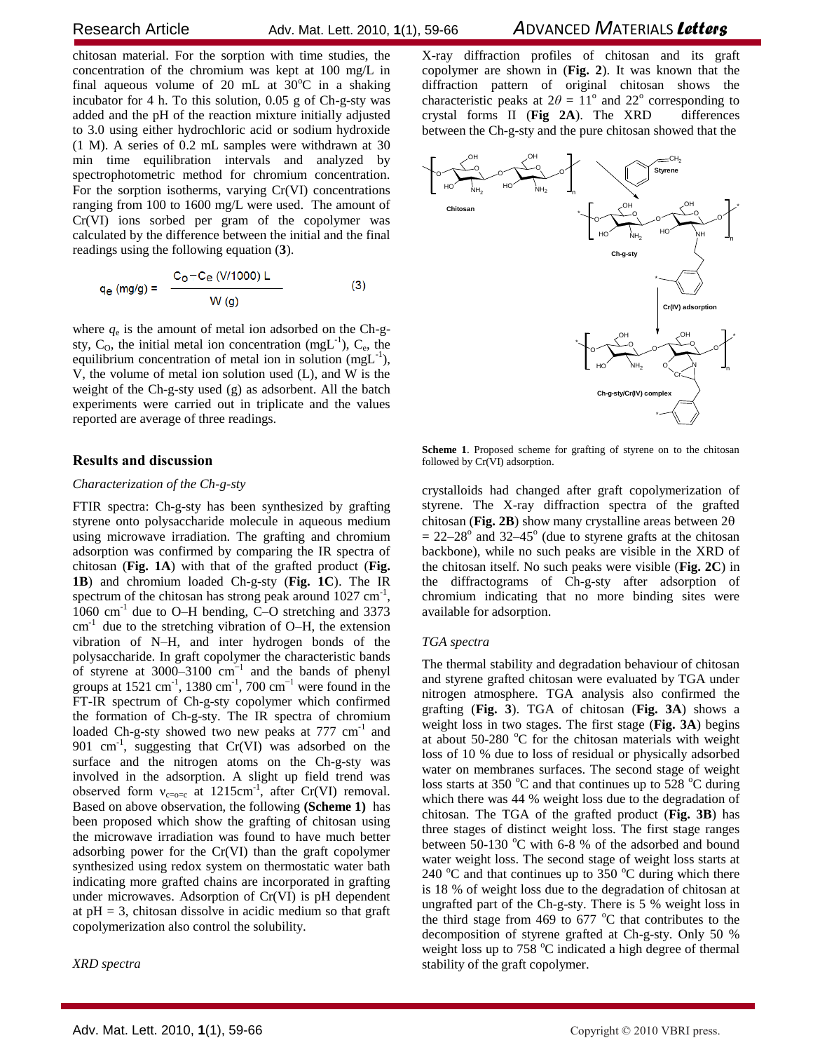chitosan material. For the sorption with time studies, the concentration of the chromium was kept at 100 mg/L in final aqueous volume of 20 mL at 30°C in a shaking incubator for 4 h. To this solution, 0.05 g of Ch-g-sty was added and the pH of the reaction mixture initially adjusted to 3.0 using either hydrochloric acid or sodium hydroxide (1 M). A series of 0.2 mL samples were withdrawn at 30 min time equilibration intervals and analyzed by spectrophotometric method for chromium concentration. For the sorption isotherms, varying Cr(VI) concentrations ranging from 100 to 1600 mg/L were used. The amount of Cr(VI) ions sorbed per gram of the copolymer was calculated by the difference between the initial and the final readings using the following equation (**3**).

$$q_e \text{ (mg/g)} = \frac{C_O - C_e \text{ (V/1000) L}}{\text{W (g)}} \qquad (3)$$

where $q_e$ is the amount of metal ion adsorbed on the Ch-g-sty, $C_O$, the initial metal ion concentration ($mgL^{-1}$), $C_e$, the equilibrium concentration of metal ion in solution ($mgL^{-1}$), V, the volume of metal ion solution used (L), and W is the weight of the Ch-g-sty used (g) as adsorbent. All the batch experiments were carried out in triplicate and the values reported are average of three readings.

## Results and discussion

### *Characterization of the Ch-g-sty*

FTIR spectra: Ch-g-sty has been synthesized by grafting styrene onto polysaccharide molecule in aqueous medium using microwave irradiation. The grafting and chromium adsorption was confirmed by comparing the IR spectra of chitosan (**Fig. 1A**) with that of the grafted product (**Fig. 1B**) and chromium loaded Ch-g-sty (**Fig. 1C**). The IR spectrum of the chitosan has strong peak around 1027 $cm^{-1}$, 1060 $cm^{-1}$ due to O–H bending, C–O stretching and 3373 $cm^{-1}$ due to the stretching vibration of O–H, the extension vibration of N–H, and inter hydrogen bonds of the polysaccharide. In graft copolymer the characteristic bands of styrene at 3000–3100 $cm^{-1}$ and the bands of phenyl groups at 1521 $cm^{-1}$, 1380 $cm^{-1}$, 700 $cm^{-1}$ were found in the FT-IR spectrum of Ch-g-sty copolymer which confirmed the formation of Ch-g-sty. The IR spectra of chromium loaded Ch-g-sty showed two new peaks at 777 $cm^{-1}$ and 901 $cm^{-1}$, suggesting that Cr(VI) was adsorbed on the surface and the nitrogen atoms on the Ch-g-sty was involved in the adsorption. A slight up field trend was observed form $\nu_{c=o=c}$ at 1215$cm^{-1}$, after Cr(VI) removal. Based on above observation, the following **(Scheme 1)** has been proposed which show the grafting of chitosan using the microwave irradiation was found to have much better adsorbing power for the Cr(VI) than the graft copolymer synthesized using redox system on thermostatic water bath indicating more grafted chains are incorporated in grafting under microwaves. Adsorption of Cr(VI) is pH dependent at pH = 3, chitosan dissolve in acidic medium so that graft copolymerization also control the solubility.

### *XRD spectra*

X-ray diffraction profiles of chitosan and its graft copolymer are shown in (**Fig. 2**). It was known that the diffraction pattern of original chitosan shows the characteristic peaks at $2\theta = 11^o$ and $22^o$ corresponding to crystal forms II (**Fig 2A**). The XRD differences between the Ch-g-sty and the pure chitosan showed that the crystalloids had changed after graft copolymerization of styrene. The X-ray diffraction spectra of the grafted chitosan (**Fig. 2B**) show many crystalline areas between $2\theta = 22–28^o$ and $32–45^o$ (due to styrene grafts at the chitosan backbone), while no such peaks are visible in the XRD of the chitosan itself. No such peaks were visible (**Fig. 2C**) in the diffractograms of Ch-g-sty after adsorption of chromium indicating that no more binding sites were available for adsorption.

**Scheme 1**. Proposed scheme for grafting of styrene on to the chitosan followed by Cr(VI) adsorption.

### *TGA spectra*

The thermal stability and degradation behaviour of chitosan and styrene grafted chitosan were evaluated by TGA under nitrogen atmosphere. TGA analysis also confirmed the grafting (**Fig. 3**). TGA of chitosan (**Fig. 3A**) shows a weight loss in two stages. The first stage (**Fig. 3A**) begins at about 50-280 °C for the chitosan materials with weight loss of 10 % due to loss of residual or physically adsorbed water on membranes surfaces. The second stage of weight loss starts at 350 °C and that continues up to 528 °C during which there was 44 % weight loss due to the degradation of chitosan. The TGA of the grafted product (**Fig. 3B**) has three stages of distinct weight loss. The first stage ranges between 50-130 °C with 6-8 % of the adsorbed and bound water weight loss. The second stage of weight loss starts at 240 °C and that continues up to 350 °C during which there is 18 % of weight loss due to the degradation of chitosan at ungrafted part of the Ch-g-sty. There is 5 % weight loss in the third stage from 469 to 677 °C that contributes to the decomposition of styrene grafted at Ch-g-sty. Only 50 % weight loss up to 758 °C indicated a high degree of thermal stability of the graft copolymer.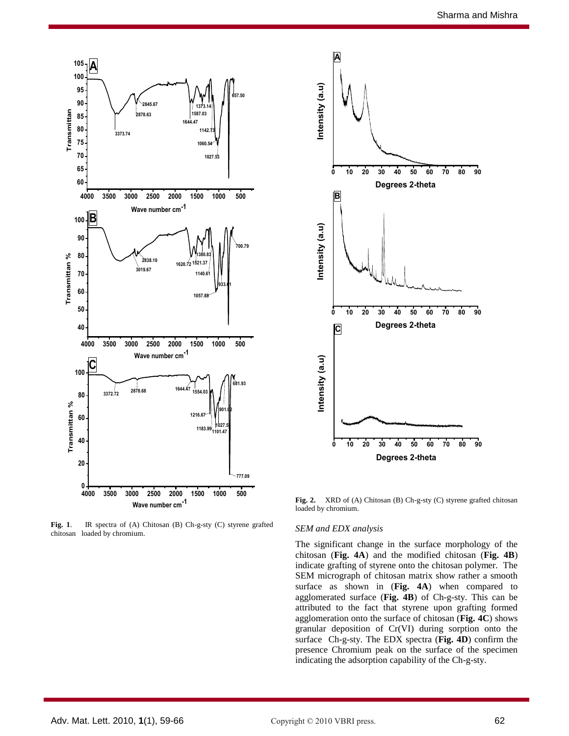**Fig. 1**. IR spectra of (A) Chitosan (B) Ch-g-sty (C) styrene grafted chitosan loaded by chromium.

**Fig. 2.** XRD of (A) Chitosan (B) Ch-g-sty (C) styrene grafted chitosan loaded by chromium.

*SEM and EDX analysis*

The significant change in the surface morphology of the chitosan (**Fig. 4A**) and the modified chitosan (**Fig. 4B**) indicate grafting of styrene onto the chitosan polymer. The SEM micrograph of chitosan matrix show rather a smooth surface as shown in (**Fig. 4A**) when compared to agglomerated surface (**Fig. 4B**) of Ch-g-sty. This can be attributed to the fact that styrene upon grafting formed agglomeration onto the surface of chitosan (**Fig. 4C**) shows granular deposition of Cr(VI) during sorption onto the surface Ch-g-sty. The EDX spectra (**Fig. 4D**) confirm the presence Chromium peak on the surface of the specimen indicating the adsorption capability of the Ch-g-sty.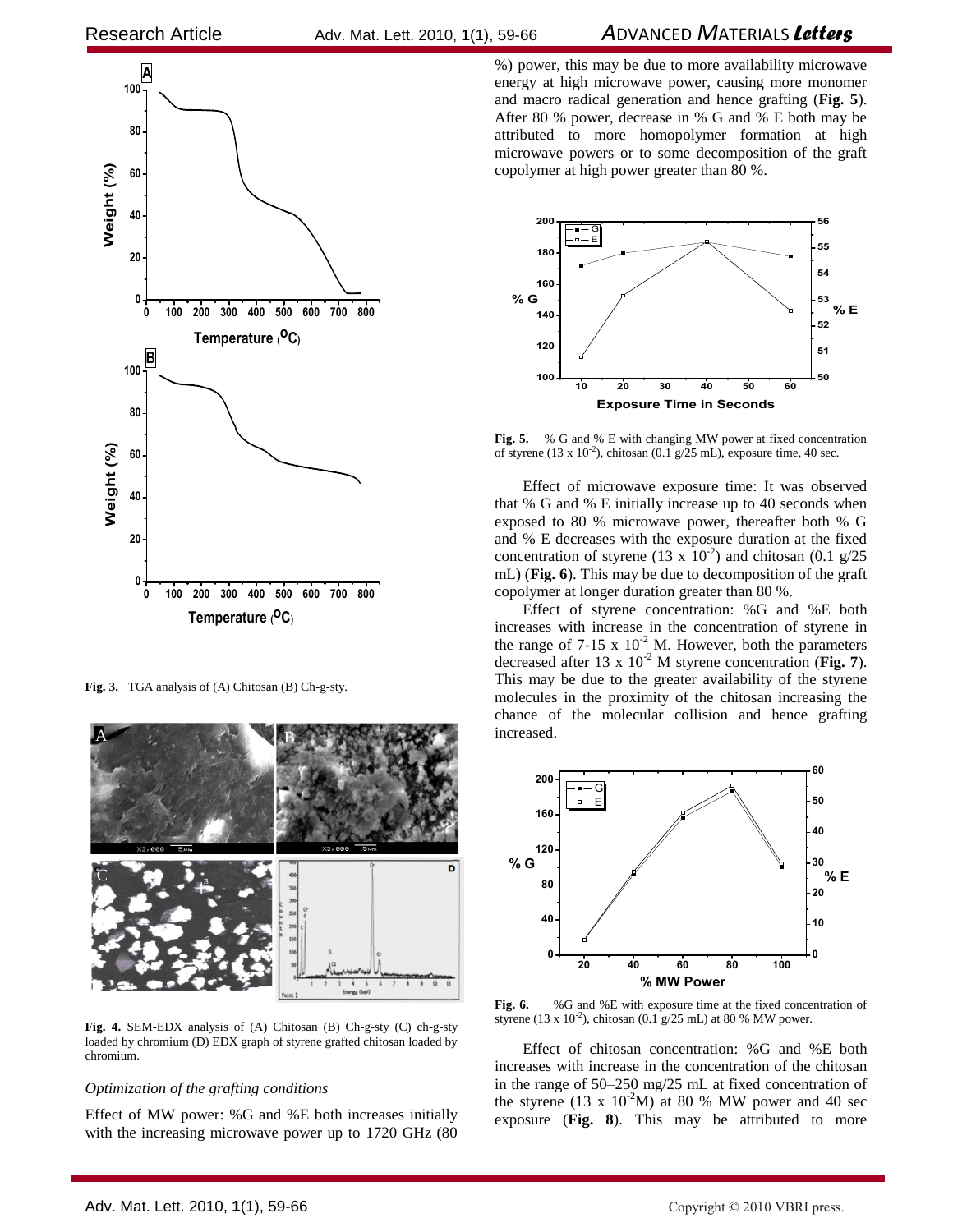Fig. 3. TGA analysis of (A) Chitosan (B) Ch-g-sty.

Fig. 4. SEM-EDX analysis of (A) Chitosan (B) Ch-g-sty (C) ch-g-sty loaded by chromium (D) EDX graph of styrene grafted chitosan loaded by chromium.

### *Optimization of the grafting conditions*

Effect of MW power: %G and %E both increases initially with the increasing microwave power up to 1720 GHz (80 %) power, this may be due to more availability microwave energy at high microwave power, causing more monomer and macro radical generation and hence grafting (**Fig. 5**). After 80 % power, decrease in % G and % E both may be attributed to more homopolymer formation at high microwave powers or to some decomposition of the graft copolymer at high power greater than 80 %.

**Fig. 5.** % G and % E with changing MW power at fixed concentration of styrene (13 x $10^{-2}$), chitosan (0.1 g/25 mL), exposure time, 40 sec.

Effect of microwave exposure time: It was observed that % G and % E initially increase up to 40 seconds when exposed to 80 % microwave power, thereafter both % G and % E decreases with the exposure duration at the fixed concentration of styrene (13 x $10^{-2}$) and chitosan (0.1 g/25 mL) (**Fig. 6**). This may be due to decomposition of the graft copolymer at longer duration greater than 80 %.

Effect of styrene concentration: %G and %E both increases with increase in the concentration of styrene in the range of 7-15 x $10^{-2}$ M. However, both the parameters decreased after 13 x $10^{-2}$ M styrene concentration (**Fig. 7**). This may be due to the greater availability of the styrene molecules in the proximity of the chitosan increasing the chance of the molecular collision and hence grafting increased.

**Fig. 6.** %G and %E with exposure time at the fixed concentration of styrene (13 x $10^{-2}$), chitosan (0.1 g/25 mL) at 80 % MW power.

Effect of chitosan concentration: %G and %E both increases with increase in the concentration of the chitosan in the range of 50–250 mg/25 mL at fixed concentration of the styrene (13 x $10^{-2}$M) at 80 % MW power and 40 sec exposure (**Fig. 8**). This may be attributed to more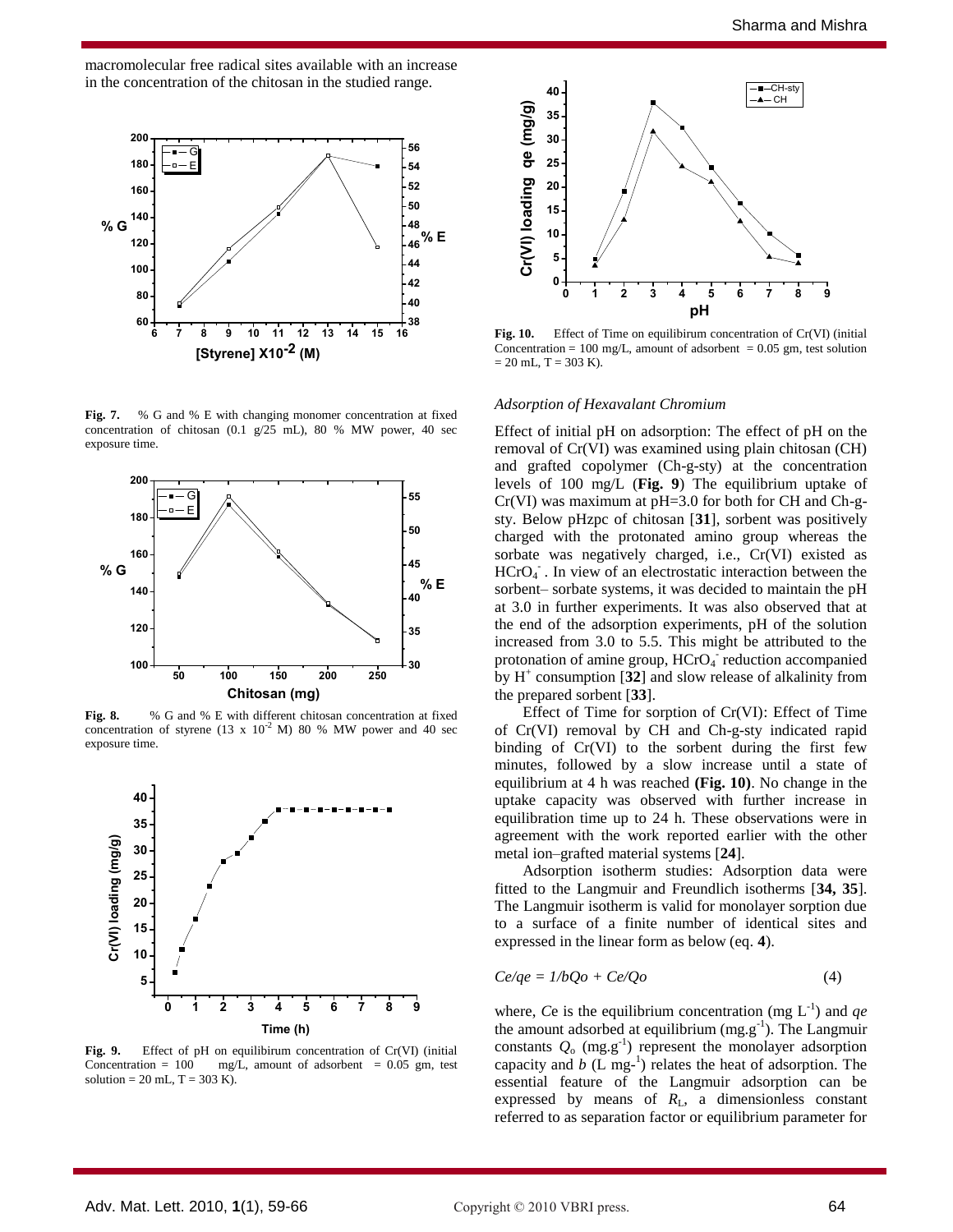macromolecular free radical sites available with an increase in the concentration of the chitosan in the studied range.

Fig. 7. % G and % E with changing monomer concentration at fixed concentration of chitosan (0.1 g/25 mL), 80 % MW power, 40 sec exposure time.

Fig. 8. % G and % E with different chitosan concentration at fixed concentration of styrene (13 x $10^{-2}$ M) 80 % MW power and 40 sec exposure time.

Fig. 9. Effect of pH on equilibirum concentration of Cr(VI) (initial Concentration = 100 mg/L, amount of adsorbent = 0.05 gm, test solution = 20 mL, T = 303 K).

Fig. 10. Effect of Time on equilibirum concentration of Cr(VI) (initial Concentration = 100 mg/L, amount of adsorbent = 0.05 gm, test solution = 20 mL, T = 303 K).

### *Adsorption of Hexavalant Chromium*

Effect of initial pH on adsorption: The effect of pH on the removal of Cr(VI) was examined using plain chitosan (CH) and grafted copolymer (Ch-g-sty) at the concentration levels of 100 mg/L (**Fig. 9**) The equilibrium uptake of Cr(VI) was maximum at pH=3.0 for both for CH and Ch-g-sty. Below pHzpc of chitosan [**31**], sorbent was positively charged with the protonated amino group whereas the sorbate was negatively charged, i.e., Cr(VI) existed as $HCrO_4^-$. In view of an electrostatic interaction between the sorbent– sorbate systems, it was decided to maintain the pH at 3.0 in further experiments. It was also observed that at the end of the adsorption experiments, pH of the solution increased from 3.0 to 5.5. This might be attributed to the protonation of amine group, $HCrO_4^-$ reduction accompanied by $H^+$ consumption [**32**] and slow release of alkalinity from the prepared sorbent [**33**].

Effect of Time for sorption of Cr(VI): Effect of Time of Cr(VI) removal by CH and Ch-g-sty indicated rapid binding of Cr(VI) to the sorbent during the first few minutes, followed by a slow increase until a state of equilibrium at 4 h was reached **(Fig. 10)**. No change in the uptake capacity was observed with further increase in equilibration time up to 24 h. These observations were in agreement with the work reported earlier with the other metal ion–grafted material systems [**24**].

Adsorption isotherm studies: Adsorption data were fitted to the Langmuir and Freundlich isotherms [**34, 35**]. The Langmuir isotherm is valid for monolayer sorption due to a surface of a finite number of identical sites and expressed in the linear form as below (eq. **4**).

$$Ce/qe = 1/bQo + Ce/Qo \qquad (4)$$

where, $Ce$ is the equilibrium concentration (mg $L^{-1}$) and $qe$ the amount adsorbed at equilibrium (mg.$g^{-1}$). The Langmuir constants $Q_o$ (mg.$g^{-1}$) represent the monolayer adsorption capacity and $b$ (L $mg^{-1}$) relates the heat of adsorption. The essential feature of the Langmuir adsorption can be expressed by means of $R_L$, a dimensionless constant referred to as separation factor or equilibrium parameter for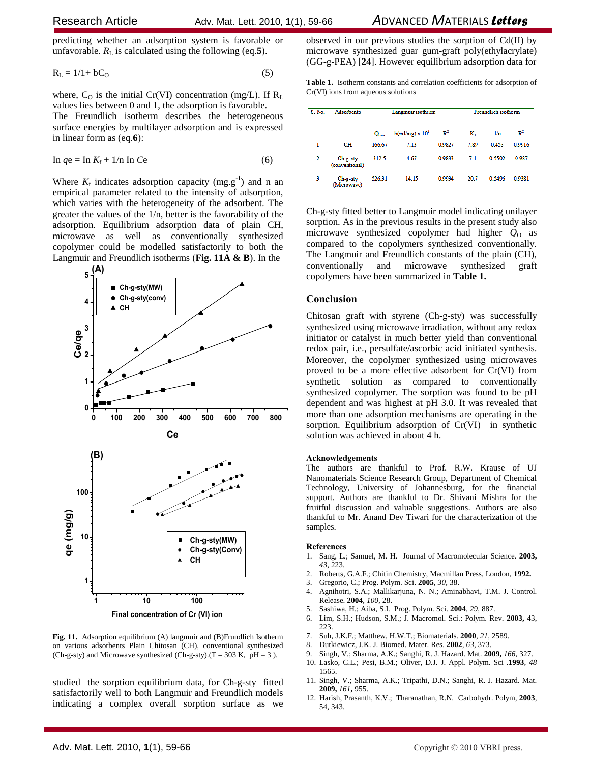predicting whether an adsorption system is favorable or unfavorable. $R_L$ is calculated using the following (eq.**5**).

$$R_L = 1/1+ bC_O \quad (5)$$

where, $C_O$ is the initial Cr(VI) concentration (mg/L). If $R_L$ values lies between 0 and 1, the adsorption is favorable.

The Freundlich isotherm describes the heterogeneous surface energies by multilayer adsorption and is expressed in linear form as (eq.**6**):

$$\ln qe = \ln K_f + 1/n \ln Ce \quad (6)$$

Where $K_f$ indicates adsorption capacity ($mg.g^{-1}$) and n an empirical parameter related to the intensity of adsorption, which varies with the heterogeneity of the adsorbent. The greater the values of the 1/n, better is the favorability of the adsorption. Equilibrium adsorption data of plain CH, microwave as well as conventionally synthesized copolymer could be modelled satisfactorily to both the Langmuir and Freundlich isotherms (**Fig. 11A & B**). In the studied the sorption equilibrium data, for Ch-g-sty fitted satisfactorily well to both Langmuir and Freundlich models indicating a complex overall sorption surface as we observed in our previous studies the sorption of Cd(II) by microwave synthesized guar gum-graft poly(ethylacrylate) (GG-g-PEA) [**24**]. However equilibrium adsorption data for Ch-g-sty fitted better to Langmuir model indicating unilayer sorption. As in the previous results in the present study also microwave synthesized copolymer had higher $Q_O$ as compared to the copolymers synthesized conventionally. The Langmuir and Freundlich constants of the plain (CH), conventionally and microwave synthesized graft copolymers have been summarized in **Table 1.**

**Fig. 11.** Adsorption equilibrium (A) langmuir and (B)Frundlich Isotherm on various adsorbents Plain Chitosan (CH), conventional synthesized (Ch-g-sty) and Microwave synthesized (Ch-g-sty).(T = 303 K, pH = 3 ).

**Table 1.** Isotherm constants and correlation coefficients for adsorption of Cr(VI) ions from aqueous solutions

| S. No. | Adsorbents | Langmuir isotherm | | | Freundlich isotherm | | |
|---|---|---|---|---|---|---|---|
| | | $Q_{max}$ | b(ml/mg) x $10^3$ | $R^2$ | $K_f$ | 1/n | $R^2$ |
| 1 | CH | 166.67 | 7.13 | 0.9827 | 7.89 | 0.453 | 0.9916 |
| 2 | Ch-g-sty (conventional) | 312.5 | 4.67 | 0.9833 | 7.1 | 0.5502 | 0.987 |
| 3 | Ch-g-sty (Microwave) | 526.31 | 14.15 | 0.9934 | 20.7 | 0.5496 | 0.9381 |

## Conclusion

Chitosan graft with styrene (Ch-g-sty) was successfully synthesized using microwave irradiation, without any redox initiator or catalyst in much better yield than conventional redox pair, i.e., persulfate/ascorbic acid initiated synthesis. Moreover, the copolymer synthesized using microwaves proved to be a more effective adsorbent for Cr(VI) from synthetic solution as compared to conventionally synthesized copolymer. The sorption was found to be pH dependent and was highest at pH 3.0. It was revealed that more than one adsorption mechanisms are operating in the sorption. Equilibrium adsorption of Cr(VI) in synthetic solution was achieved in about 4 h.

### Acknowledgements

The authors are thankful to Prof. R.W. Krause of UJ Nanomaterials Science Research Group, Department of Chemical Technology, University of Johannesburg, for the financial support. Authors are thankful to Dr. Shivani Mishra for the fruitful discussion and valuable suggestions. Authors are also thankful to Mr. Anand Dev Tiwari for the characterization of the samples.

### References

1. Sang, L.; Samuel, M. H. Journal of Macromolecular Science. **2003,** *43*, 223.
2. Roberts, G.A.F.; Chitin Chemistry, Macmillan Press, London, **1992.**
3. Gregorio, C.; Prog. Polym. Sci. **2005**, *30*, 38.
4. Agnihotri, S.A.; Mallikarjuna, N. N.; Aminabhavi, T.M. J. Control. Release. **2004**, *100*, 28.
5. Sashiwa, H.; Aiba, S.I. Prog. Polym. Sci. **2004**, *29*, 887.
6. Lim, S.H.; Hudson, S.M.; J. Macromol. Sci.: Polym. Rev. **2003,** 43, 223.
7. Suh, J.K.F.; Matthew, H.W.T.; Biomaterials. **2000**, *21*, 2589.
8. Dutkiewicz, J.K. J. Biomed. Mater. Res. **2002**, *63*, 373.
9. Singh, V.; Sharma, A.K.; Sanghi, R. J. Hazard. Mat. **2009,** *166*, 327.
10. Lasko, C.L.; Pesi, B.M.; Oliver, D.J. J. Appl. Polym. Sci .**1993**, *48* 1565.
11. Singh, V.; Sharma, A.K.; Tripathi, D.N.; Sanghi, R. J. Hazard. Mat. **2009,** *161*, 955.
12. Harish, Prasanth, K.V.; Tharanathan, R.N. Carbohydr. Polym, **2003**, 54, 343.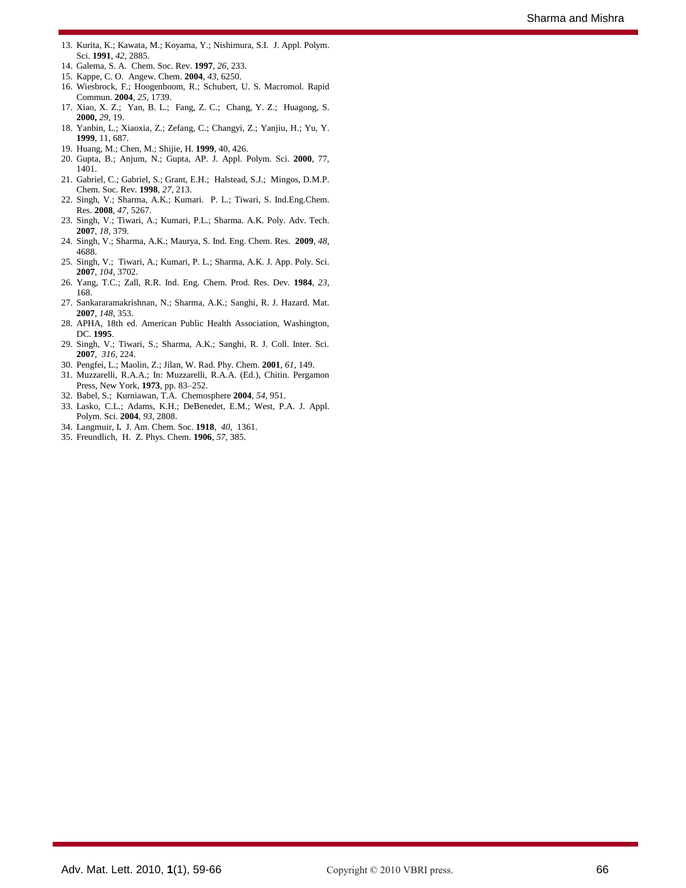13. Kurita, K.; Kawata, M.; Koyama, Y.; Nishimura, S.I. J. Appl. Polym. Sci. **1991**, *42*, 2885.
14. Galema, S. A. Chem. Soc. Rev. **1997**, *26*, 233.
15. Kappe, C. O. Angew. Chem. **2004**, *43*, 6250.
16. Wiesbrock, F.; Hoogenboom, R.; Schubert, U. S. Macromol. Rapid Commun. **2004**, *25*, 1739.
17. Xiao, X. Z.; Yan, B. L.; Fang, Z. C.; Chang, Y. Z.; Huagong, S. **2000,** *29*, 19.
18. Yanbin, L.; Xiaoxia, Z.; Zefang, C.; Changyi, Z.; Yanjiu, H.; Yu, Y. **1999**, 11, 687.
19. Huang, M.; Chen, M.; Shijie, H. **1999**, 40, 426.
20. Gupta, B.; Anjum, N.; Gupta, AP. J. Appl. Polym. Sci. **2000**, 77, 1401.
21. Gabriel, C.; Gabriel, S.; Grant, E.H.; Halstead, S.J.; Mingos, D.M.P. Chem. Soc. Rev. **1998**, *27*, 213.
22. Singh, V.; Sharma, A.K.; Kumari. P. L.; Tiwari, S. Ind.Eng.Chem. Res. **2008**, *47*, 5267.
23. Singh, V.; Tiwari, A.; Kumari, P.L.; Sharma. A.K. Poly. Adv. Tech. **2007**, *18*, 379.
24. Singh, V.; Sharma, A.K.; Maurya, S. Ind. Eng. Chem. Res. **2009**, *48*, 4688.
25. Singh, V.; Tiwari, A.; Kumari, P. L.; Sharma, A.K. J. App. Poly. Sci. **2007**, *104*, 3702.
26. Yang, T.C.; Zall, R.R. Ind. Eng. Chem. Prod. Res. Dev. **1984**, *23*, 168.
27. Sankararamakrishnan, N.; Sharma, A.K.; Sanghi, R. J. Hazard. Mat. **2007**, *148*, 353.
28. APHA, 18th ed. American Public Health Association, Washington, DC. **1995**.
29. Singh, V.; Tiwari, S.; Sharma, A.K.; Sanghi, R. J. Coll. Inter. Sci. **2007**, *316*, 224.
30. Pengfei, L.; Maolin, Z.; Jilan, W. Rad. Phy. Chem. **2001**, *61*, 149.
31. Muzzarelli, R.A.A.; In: Muzzarelli, R.A.A. (Ed.), Chitin. Pergamon Press, New York, **1973**, pp. 83–252.
32. Babel, S.; Kurniawan, T.A. Chemosphere **2004**, *54*, 951.
33. Lasko, C.L.; Adams, K.H.; DeBenedet, E.M.; West, P.A. J. Appl. Polym. Sci. **2004**, *93*, 2808.
34. Langmuir, I**.** J. Am. Chem. Soc. **1918**, *40*, 1361.
35. Freundlich, H. Z. Phys. Chem. **1906**, *57*, 385.